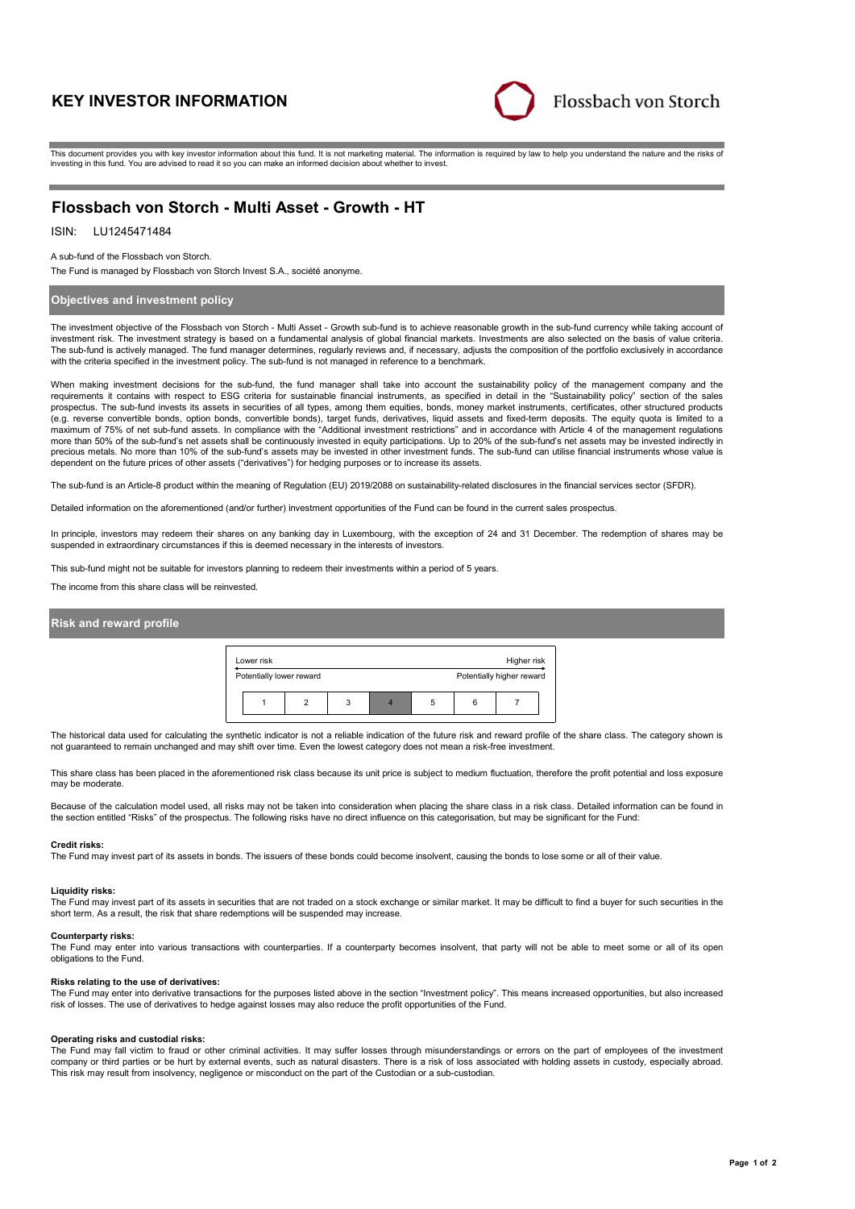# KEY INVESTOR INFORMATION

Flossbach von Storch

This document provides you with key investor information about this fund. It is not marketing material. The information is required by law to help you understand the nature and the risks of investing in this fund. You are advised to read it so you can make an informed decision about whether to invest.

## Flossbach von Storch - Multi Asset - Growth - HT

ISIN: LU1245471484

A sub-fund of the Flossbach von Storch.

The Fund is managed by Flossbach von Storch Invest S.A., société anonyme.

### Objectives and investment policy

The investment objective of the Flossbach von Storch - Multi Asset - Growth sub-fund is to achieve reasonable growth in the sub-fund currency while taking account of investment risk. The investment strategy is based on a fundamental analysis of global financial markets. Investments are also selected on the basis of value criteria. The sub-fund is actively managed. The fund manager determines, regularly reviews and, if necessary, adjusts the composition of the portfolio exclusively in accordance with the criteria specified in the investment policy. The sub-fund is not managed in reference to a benchmark.

When making investment decisions for the sub-fund, the fund manager shall take into account the sustainability policy of the management company and the requirements it contains with respect to ESG criteria for sustainable financial instruments, as specified in detail in the "Sustainability policy" section of the sales prospectus. The sub-fund invests its assets in securities of all types, among them equities, bonds, money market instruments, certificates, other structured products (e.g. reverse convertible bonds, option bonds, convertible bonds), target funds, derivatives, liquid assets and fixed-term deposits. The equity quota is limited to a maximum of 75% of net sub-fund assets. In compliance with the "Additional investment restrictions" and in accordance with Article 4 of the management regulations more than 50% of the sub-fund's net assets shall be continuously invested in equity participations. Up to 20% of the sub-fund's net assets may be invested indirectly in precious metals. No more than 10% of the sub-fund's assets may be invested in other investment funds. The sub-fund can utilise financial instruments whose value is dependent on the future prices of other assets ("derivatives") for hedging purposes or to increase its assets.

The sub-fund is an Article-8 product within the meaning of Regulation (EU) 2019/2088 on sustainability-related disclosures in the financial services sector (SFDR).

Detailed information on the aforementioned (and/or further) investment opportunities of the Fund can be found in the current sales prospectus.

In principle, investors may redeem their shares on any banking day in Luxembourg, with the exception of 24 and 31 December. The redemption of shares may be suspended in extraordinary circumstances if this is deemed necessary in the interests of investors.

This sub-fund might not be suitable for investors planning to redeem their investments within a period of 5 years.

The income from this share class will be reinvested.

### Risk and reward profile

| Lower risk<br>Potentially lower reward | | | | | | Higher risk<br>Potentially higher reward |
|---|---|---|---|---|---|---|
| 1 | 2 | 3 | **4** | 5 | 6 | 7 |

The historical data used for calculating the synthetic indicator is not a reliable indication of the future risk and reward profile of the share class. The category shown is not guaranteed to remain unchanged and may shift over time. Even the lowest category does not mean a risk-free investment.

This share class has been placed in the aforementioned risk class because its unit price is subject to medium fluctuation, therefore the profit potential and loss exposure may be moderate.

Because of the calculation model used, all risks may not be taken into consideration when placing the share class in a risk class. Detailed information can be found in the section entitled "Risks" of the prospectus. The following risks have no direct influence on this categorisation, but may be significant for the Fund:

**Credit risks:**
The Fund may invest part of its assets in bonds. The issuers of these bonds could become insolvent, causing the bonds to lose some or all of their value.

**Liquidity risks:**
The Fund may invest part of its assets in securities that are not traded on a stock exchange or similar market. It may be difficult to find a buyer for such securities in the short term. As a result, the risk that share redemptions will be suspended may increase.

**Counterparty risks:**
The Fund may enter into various transactions with counterparties. If a counterparty becomes insolvent, that party will not be able to meet some or all of its open obligations to the Fund.

**Risks relating to the use of derivatives:**
The Fund may enter into derivative transactions for the purposes listed above in the section "Investment policy". This means increased opportunities, but also increased risk of losses. The use of derivatives to hedge against losses may also reduce the profit opportunities of the Fund.

**Operating risks and custodial risks:**
The Fund may fall victim to fraud or other criminal activities. It may suffer losses through misunderstandings or errors on the part of employees of the investment company or third parties or be hurt by external events, such as natural disasters. There is a risk of loss associated with holding assets in custody, especially abroad. This risk may result from insolvency, negligence or misconduct on the part of the Custodian or a sub-custodian.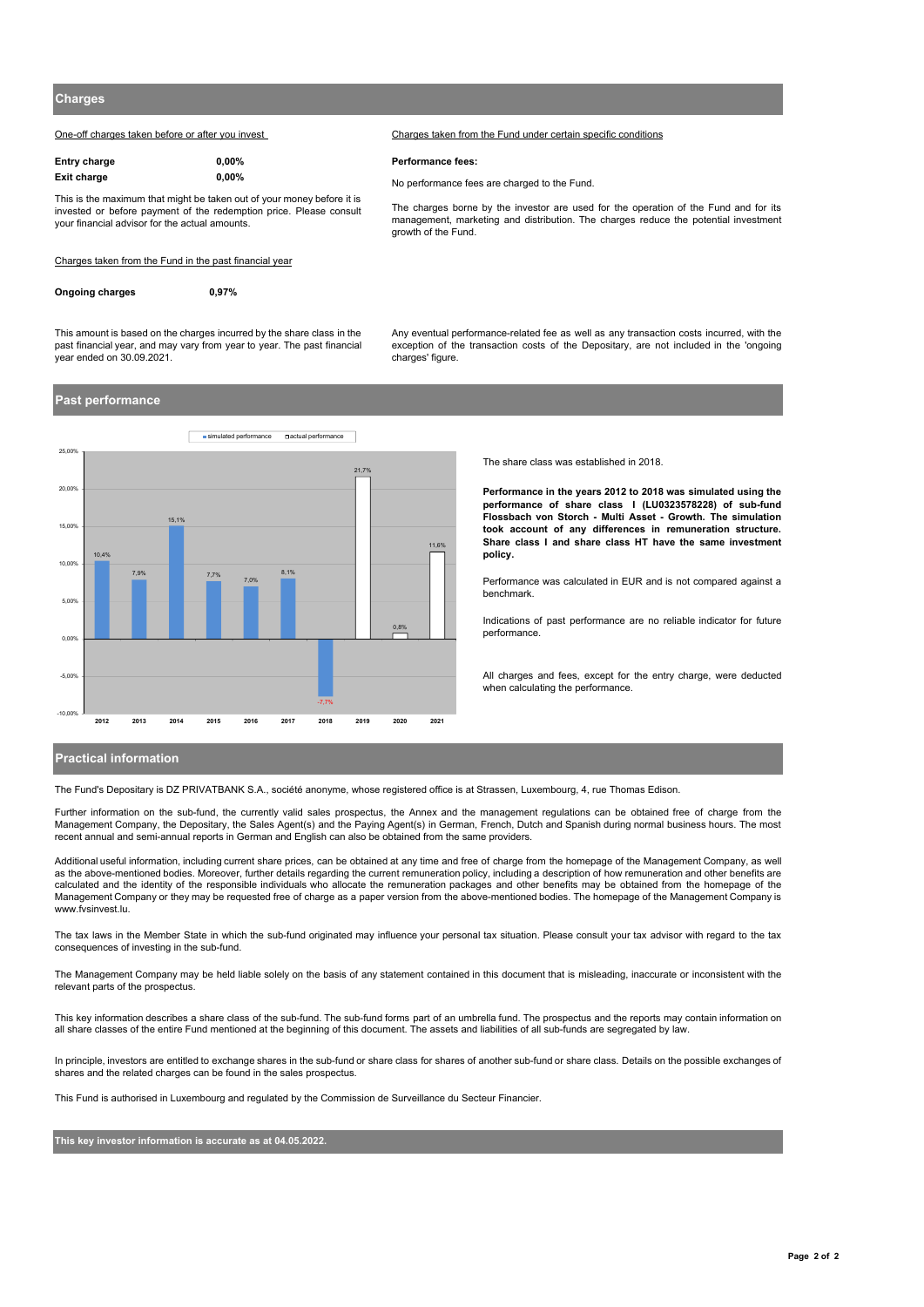## Charges

One-off charges taken before or after you invest

| | |
|---|---|
| **Entry charge** | **0,00%** |
| **Exit charge** | **0,00%** |

This is the maximum that might be taken out of your money before it is invested or before payment of the redemption price. Please consult your financial advisor for the actual amounts.

Charges taken from the Fund in the past financial year

| | |
|---|---|
| **Ongoing charges** | **0,97%** |

This amount is based on the charges incurred by the share class in the past financial year, and may vary from year to year. The past financial year ended on 30.09.2021.

Charges taken from the Fund under certain specific conditions

**Performance fees:**

No performance fees are charged to the Fund.

The charges borne by the investor are used for the operation of the Fund and for its management, marketing and distribution. The charges reduce the potential investment growth of the Fund.

Any eventual performance-related fee as well as any transaction costs incurred, with the exception of the transaction costs of the Depositary, are not included in the 'ongoing charges' figure.

## Past performance

simulated performance
actual performance

25,00%
20,00%
15,00%
10,00%
5,00%
0,00%
-5,00%
-10,00%

10,4%
7,9%
15,1%
7,7%
7,0%
8,1%
-7,7%
21,7%
0,8%
11,6%

2012 2013 2014 2015 2016 2017 2018 2019 2020 2021

The share class was established in 2018.

**Performance in the years 2012 to 2018 was simulated using the performance of share class I (LU0323578228) of sub-fund Flossbach von Storch - Multi Asset - Growth. The simulation took account of any differences in remuneration structure. Share class I and share class HT have the same investment policy.**

Performance was calculated in EUR and is not compared against a benchmark.

Indications of past performance are no reliable indicator for future performance.

All charges and fees, except for the entry charge, were deducted when calculating the performance.

## Practical information

The Fund's Depositary is DZ PRIVATBANK S.A., société anonyme, whose registered office is at Strassen, Luxembourg, 4, rue Thomas Edison.

Further information on the sub-fund, the currently valid sales prospectus, the Annex and the management regulations can be obtained free of charge from the Management Company, the Depositary, the Sales Agent(s) and the Paying Agent(s) in German, French, Dutch and Spanish during normal business hours. The most recent annual and semi-annual reports in German and English can also be obtained from the same providers.

Additional useful information, including current share prices, can be obtained at any time and free of charge from the homepage of the Management Company, as well as the above-mentioned bodies. Moreover, further details regarding the current remuneration policy, including a description of how remuneration and other benefits are calculated and the identity of the responsible individuals who allocate the remuneration packages and other benefits may be obtained from the homepage of the Management Company or they may be requested free of charge as a paper version from the above-mentioned bodies. The homepage of the Management Company is www.fvsinvest.lu.

The tax laws in the Member State in which the sub-fund originated may influence your personal tax situation. Please consult your tax advisor with regard to the tax consequences of investing in the sub-fund.

The Management Company may be held liable solely on the basis of any statement contained in this document that is misleading, inaccurate or inconsistent with the relevant parts of the prospectus.

This key information describes a share class of the sub-fund. The sub-fund forms part of an umbrella fund. The prospectus and the reports may contain information on all share classes of the entire Fund mentioned at the beginning of this document. The assets and liabilities of all sub-funds are segregated by law.

In principle, investors are entitled to exchange shares in the sub-fund or share class for shares of another sub-fund or share class. Details on the possible exchanges of shares and the related charges can be found in the sales prospectus.

This Fund is authorised in Luxembourg and regulated by the Commission de Surveillance du Secteur Financier.

**This key investor information is accurate as at 04.05.2022.**